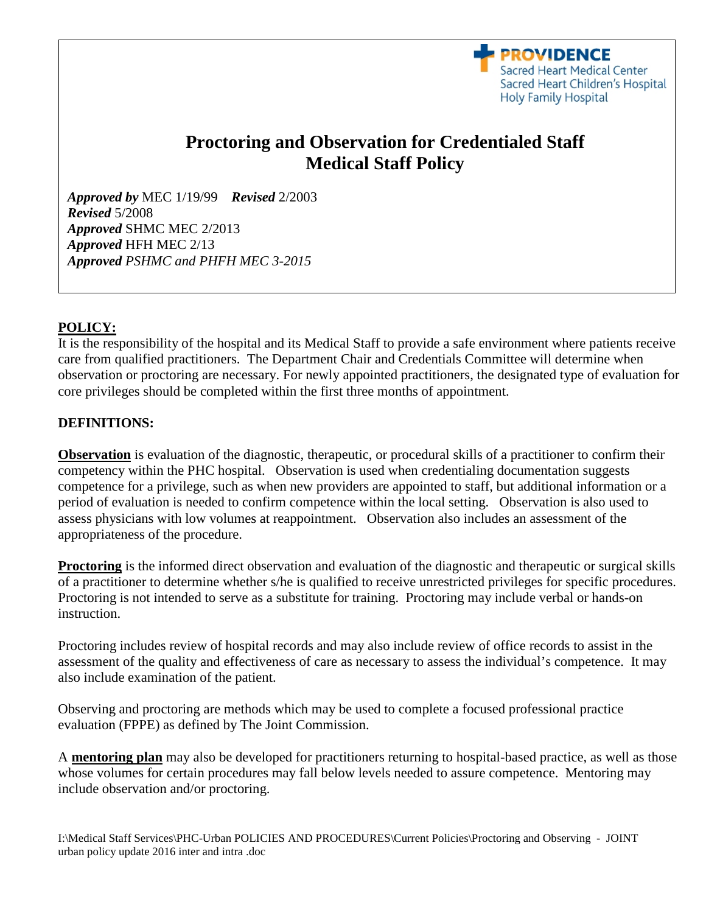PROVIDENCE
Sacred Heart Medical Center
Sacred Heart Children's Hospital
Holy Family Hospital

# Proctoring and Observation for Credentialed Staff Medical Staff Policy

***Approved by*** MEC 1/19/99 ***Revised*** 2/2003
***Revised*** 5/2008
***Approved*** SHMC MEC 2/2013
***Approved*** HFH MEC 2/13
***Approved*** *PSHMC and PHFH MEC 3-2015*

## POLICY:

It is the responsibility of the hospital and its Medical Staff to provide a safe environment where patients receive care from qualified practitioners. The Department Chair and Credentials Committee will determine when observation or proctoring are necessary. For newly appointed practitioners, the designated type of evaluation for core privileges should be completed within the first three months of appointment.

## DEFINITIONS:

**Observation** is evaluation of the diagnostic, therapeutic, or procedural skills of a practitioner to confirm their competency within the PHC hospital. Observation is used when credentialing documentation suggests competence for a privilege, such as when new providers are appointed to staff, but additional information or a period of evaluation is needed to confirm competence within the local setting. Observation is also used to assess physicians with low volumes at reappointment. Observation also includes an assessment of the appropriateness of the procedure.

**Proctoring** is the informed direct observation and evaluation of the diagnostic and therapeutic or surgical skills of a practitioner to determine whether s/he is qualified to receive unrestricted privileges for specific procedures. Proctoring is not intended to serve as a substitute for training. Proctoring may include verbal or hands-on instruction.

Proctoring includes review of hospital records and may also include review of office records to assist in the assessment of the quality and effectiveness of care as necessary to assess the individual's competence. It may also include examination of the patient.

Observing and proctoring are methods which may be used to complete a focused professional practice evaluation (FPPE) as defined by The Joint Commission.

A **mentoring plan** may also be developed for practitioners returning to hospital-based practice, as well as those whose volumes for certain procedures may fall below levels needed to assure competence. Mentoring may include observation and/or proctoring.

I:\Medical Staff Services\PHC-Urban POLICIES AND PROCEDURES\Current Policies\Proctoring and Observing - JOINT urban policy update 2016 inter and intra .doc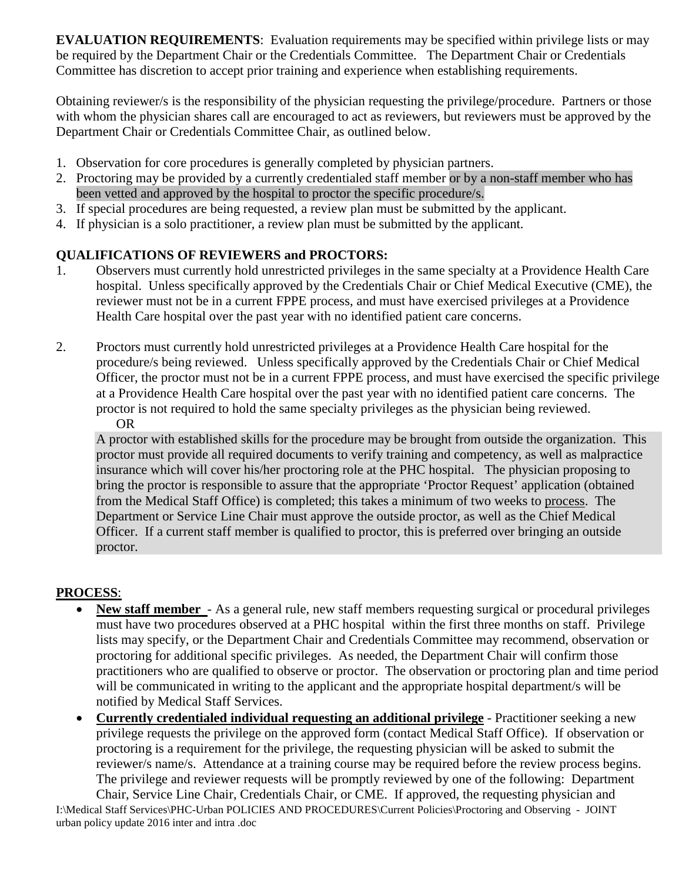**EVALUATION REQUIREMENTS**: Evaluation requirements may be specified within privilege lists or may be required by the Department Chair or the Credentials Committee. The Department Chair or Credentials Committee has discretion to accept prior training and experience when establishing requirements.

Obtaining reviewer/s is the responsibility of the physician requesting the privilege/procedure. Partners or those with whom the physician shares call are encouraged to act as reviewers, but reviewers must be approved by the Department Chair or Credentials Committee Chair, as outlined below.

1. Observation for core procedures is generally completed by physician partners.
2. Proctoring may be provided by a currently credentialed staff member or by a non-staff member who has been vetted and approved by the hospital to proctor the specific procedure/s.
3. If special procedures are being requested, a review plan must be submitted by the applicant.
4. If physician is a solo practitioner, a review plan must be submitted by the applicant.

**QUALIFICATIONS OF REVIEWERS and PROCTORS:**

1. Observers must currently hold unrestricted privileges in the same specialty at a Providence Health Care hospital. Unless specifically approved by the Credentials Chair or Chief Medical Executive (CME), the reviewer must not be in a current FPPE process, and must have exercised privileges at a Providence Health Care hospital over the past year with no identified patient care concerns.

2. Proctors must currently hold unrestricted privileges at a Providence Health Care hospital for the procedure/s being reviewed. Unless specifically approved by the Credentials Chair or Chief Medical Officer, the proctor must not be in a current FPPE process, and must have exercised the specific privilege at a Providence Health Care hospital over the past year with no identified patient care concerns. The proctor is not required to hold the same specialty privileges as the physician being reviewed.

   OR

   A proctor with established skills for the procedure may be brought from outside the organization. This proctor must provide all required documents to verify training and competency, as well as malpractice insurance which will cover his/her proctoring role at the PHC hospital. The physician proposing to bring the proctor is responsible to assure that the appropriate 'Proctor Request' application (obtained from the Medical Staff Office) is completed; this takes a minimum of two weeks to process. The Department or Service Line Chair must approve the outside proctor, as well as the Chief Medical Officer. If a current staff member is qualified to proctor, this is preferred over bringing an outside proctor.

**PROCESS**:

- **New staff member** - As a general rule, new staff members requesting surgical or procedural privileges must have two procedures observed at a PHC hospital within the first three months on staff. Privilege lists may specify, or the Department Chair and Credentials Committee may recommend, observation or proctoring for additional specific privileges. As needed, the Department Chair will confirm those practitioners who are qualified to observe or proctor. The observation or proctoring plan and time period will be communicated in writing to the applicant and the appropriate hospital department/s will be notified by Medical Staff Services.
- **Currently credentialed individual requesting an additional privilege** - Practitioner seeking a new privilege requests the privilege on the approved form (contact Medical Staff Office). If observation or proctoring is a requirement for the privilege, the requesting physician will be asked to submit the reviewer/s name/s. Attendance at a training course may be required before the review process begins. The privilege and reviewer requests will be promptly reviewed by one of the following: Department Chair, Service Line Chair, Credentials Chair, or CME. If approved, the requesting physician and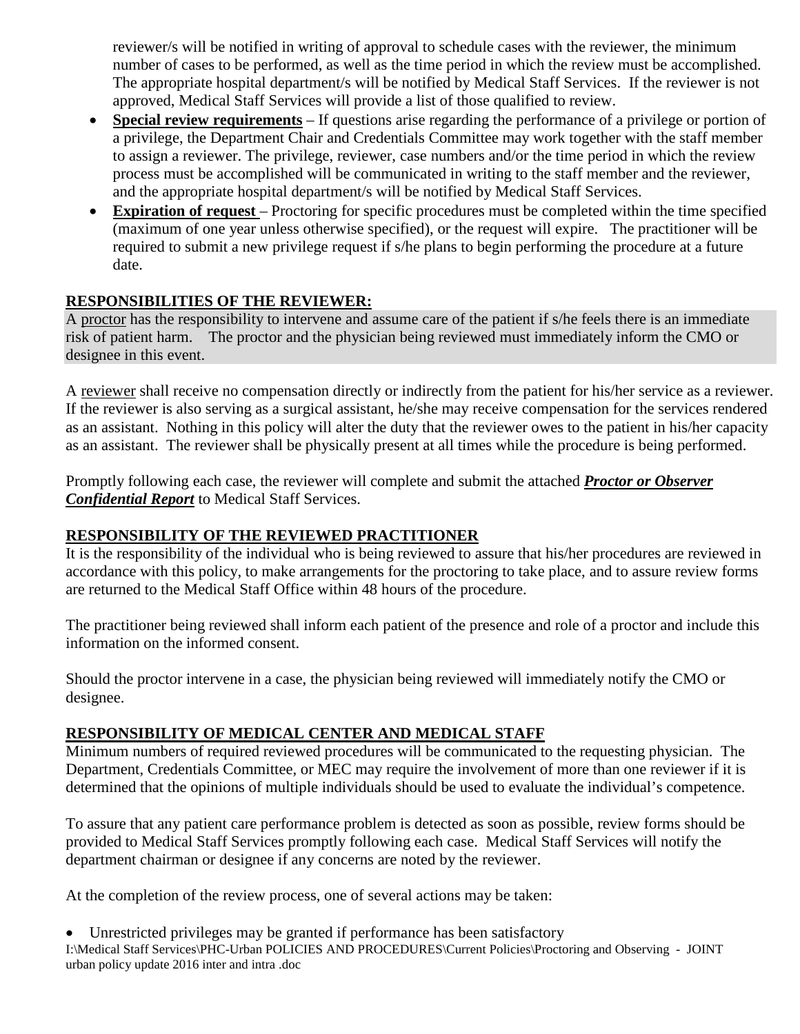reviewer/s will be notified in writing of approval to schedule cases with the reviewer, the minimum number of cases to be performed, as well as the time period in which the review must be accomplished. The appropriate hospital department/s will be notified by Medical Staff Services. If the reviewer is not approved, Medical Staff Services will provide a list of those qualified to review.

- **Special review requirements** – If questions arise regarding the performance of a privilege or portion of a privilege, the Department Chair and Credentials Committee may work together with the staff member to assign a reviewer. The privilege, reviewer, case numbers and/or the time period in which the review process must be accomplished will be communicated in writing to the staff member and the reviewer, and the appropriate hospital department/s will be notified by Medical Staff Services.
- **Expiration of request** – Proctoring for specific procedures must be completed within the time specified (maximum of one year unless otherwise specified), or the request will expire. The practitioner will be required to submit a new privilege request if s/he plans to begin performing the procedure at a future date.

## RESPONSIBILITIES OF THE REVIEWER:

A proctor has the responsibility to intervene and assume care of the patient if s/he feels there is an immediate risk of patient harm. The proctor and the physician being reviewed must immediately inform the CMO or designee in this event.

A reviewer shall receive no compensation directly or indirectly from the patient for his/her service as a reviewer. If the reviewer is also serving as a surgical assistant, he/she may receive compensation for the services rendered as an assistant. Nothing in this policy will alter the duty that the reviewer owes to the patient in his/her capacity as an assistant. The reviewer shall be physically present at all times while the procedure is being performed.

Promptly following each case, the reviewer will complete and submit the attached ***Proctor or Observer Confidential Report*** to Medical Staff Services.

## RESPONSIBILITY OF THE REVIEWED PRACTITIONER

It is the responsibility of the individual who is being reviewed to assure that his/her procedures are reviewed in accordance with this policy, to make arrangements for the proctoring to take place, and to assure review forms are returned to the Medical Staff Office within 48 hours of the procedure.

The practitioner being reviewed shall inform each patient of the presence and role of a proctor and include this information on the informed consent.

Should the proctor intervene in a case, the physician being reviewed will immediately notify the CMO or designee.

## RESPONSIBILITY OF MEDICAL CENTER AND MEDICAL STAFF

Minimum numbers of required reviewed procedures will be communicated to the requesting physician. The Department, Credentials Committee, or MEC may require the involvement of more than one reviewer if it is determined that the opinions of multiple individuals should be used to evaluate the individual's competence.

To assure that any patient care performance problem is detected as soon as possible, review forms should be provided to Medical Staff Services promptly following each case. Medical Staff Services will notify the department chairman or designee if any concerns are noted by the reviewer.

At the completion of the review process, one of several actions may be taken:

- Unrestricted privileges may be granted if performance has been satisfactory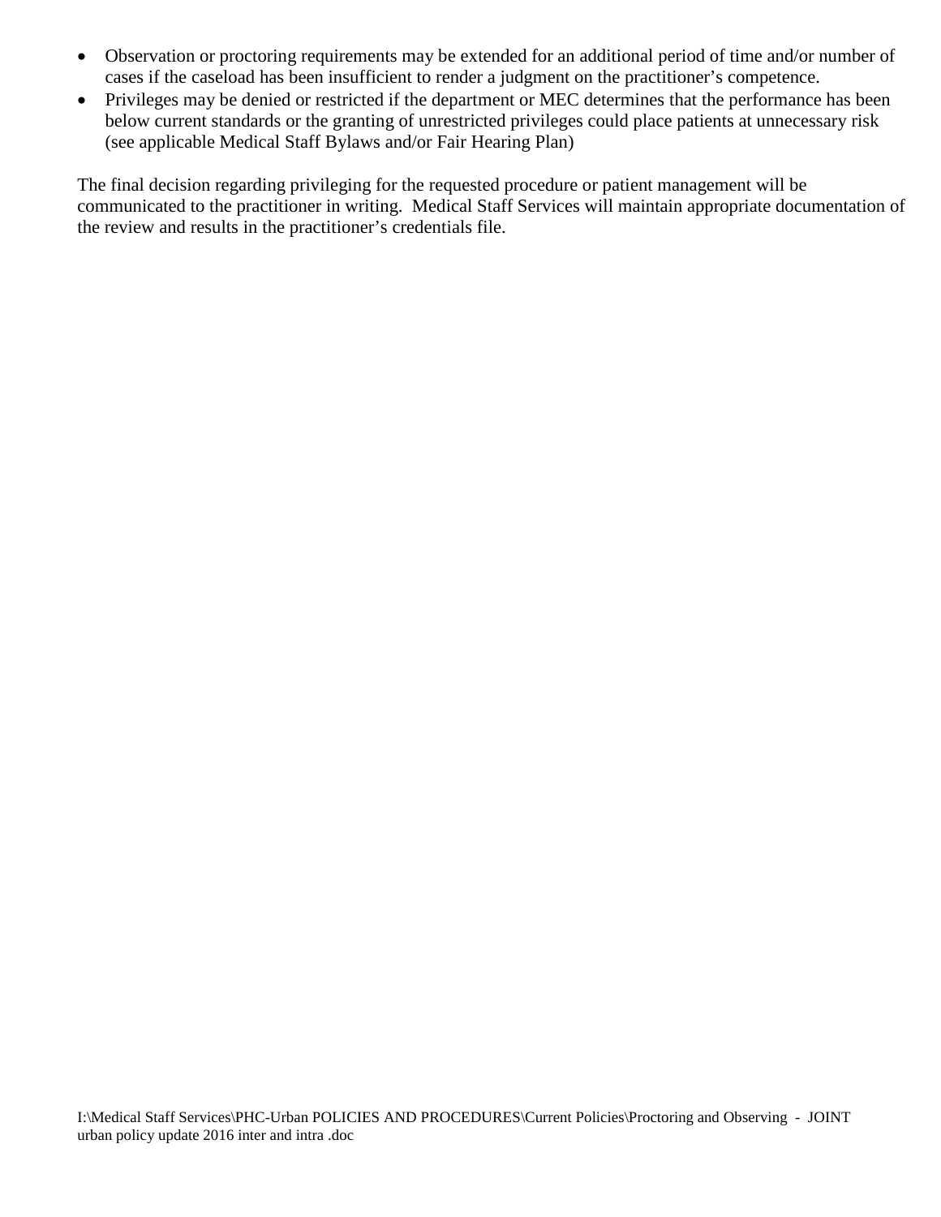- Observation or proctoring requirements may be extended for an additional period of time and/or number of cases if the caseload has been insufficient to render a judgment on the practitioner's competence.
- Privileges may be denied or restricted if the department or MEC determines that the performance has been below current standards or the granting of unrestricted privileges could place patients at unnecessary risk (see applicable Medical Staff Bylaws and/or Fair Hearing Plan)

The final decision regarding privileging for the requested procedure or patient management will be communicated to the practitioner in writing. Medical Staff Services will maintain appropriate documentation of the review and results in the practitioner's credentials file.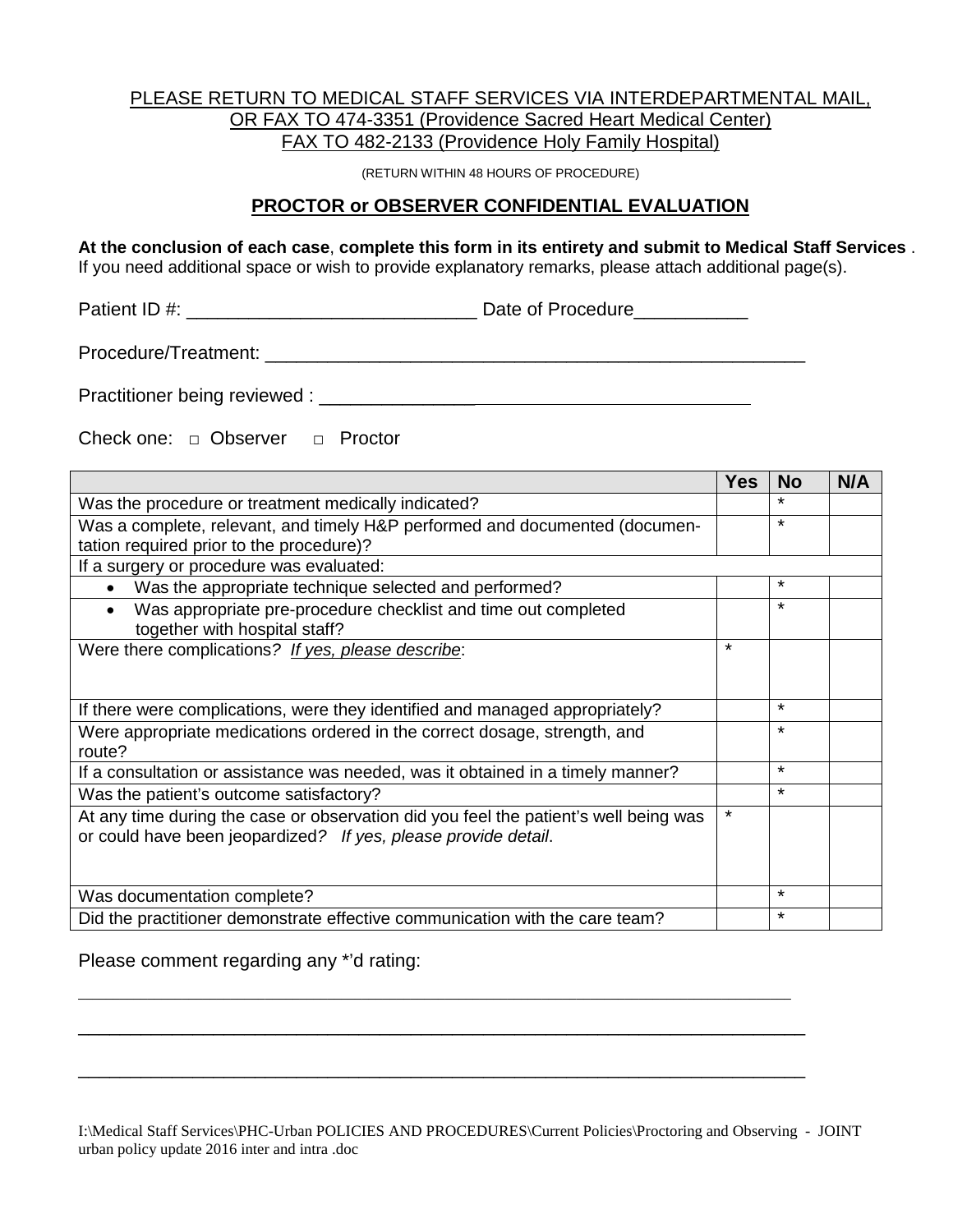PLEASE RETURN TO MEDICAL STAFF SERVICES VIA INTERDEPARTMENTAL MAIL, OR FAX TO 474-3351 (Providence Sacred Heart Medical Center) FAX TO 482-2133 (Providence Holy Family Hospital)

(RETURN WITHIN 48 HOURS OF PROCEDURE)

## PROCTOR or OBSERVER CONFIDENTIAL EVALUATION

**At the conclusion of each case, complete this form in its entirety and submit to Medical Staff Services**. If you need additional space or wish to provide explanatory remarks, please attach additional page(s).

Patient ID #: ____________________________ Date of Procedure___________

Procedure/Treatment: ______________________________________________________

Practitioner being reviewed : __________________________________________

Check one: □ Observer □ Proctor

| | Yes | No | N/A |
|---|---|---|---|
| Was the procedure or treatment medically indicated? | | * | |
| Was a complete, relevant, and timely H&P performed and documented (documentation required prior to the procedure)? | | * | |
| If a surgery or procedure was evaluated: | | | |
| • Was the appropriate technique selected and performed? | | * | |
| • Was appropriate pre-procedure checklist and time out completed together with hospital staff? | | * | |
| Were there complications? *If yes, please describe*: | * | | |
| If there were complications, were they identified and managed appropriately? | | * | |
| Were appropriate medications ordered in the correct dosage, strength, and route? | | * | |
| If a consultation or assistance was needed, was it obtained in a timely manner? | | * | |
| Was the patient's outcome satisfactory? | | * | |
| At any time during the case or observation did you feel the patient's well being was or could have been jeopardized? *If yes, please provide detail*. | * | | |
| Was documentation complete? | | * | |
| Did the practitioner demonstrate effective communication with the care team? | | * | |

Please comment regarding any *'d rating:

______________________________________________________________________________

______________________________________________________________________________

______________________________________________________________________________

I:\Medical Staff Services\PHC-Urban POLICIES AND PROCEDURES\Current Policies\Proctoring and Observing - JOINT urban policy update 2016 inter and intra .doc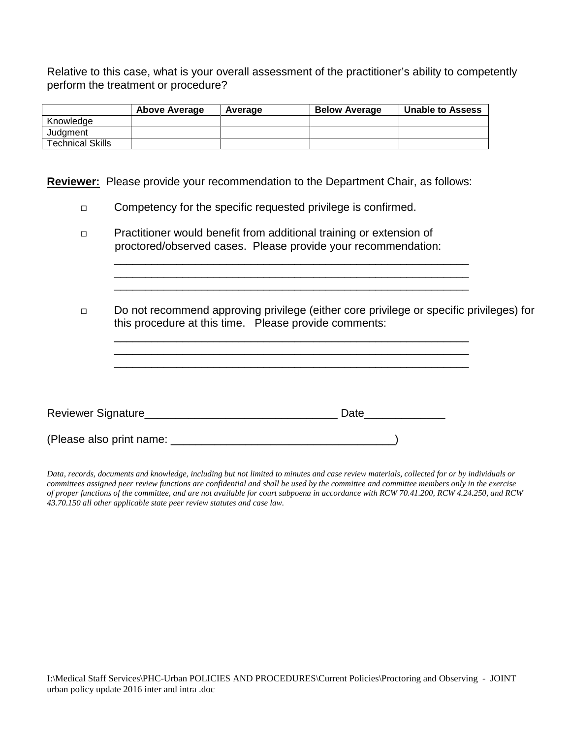Relative to this case, what is your overall assessment of the practitioner's ability to competently perform the treatment or procedure?

| | Above Average | Average | Below Average | Unable to Assess |
|---|---|---|---|---|
| Knowledge | | | | |
| Judgment | | | | |
| Technical Skills | | | | |

**Reviewer:** Please provide your recommendation to the Department Chair, as follows:

- □ Competency for the specific requested privilege is confirmed.

- □ Practitioner would benefit from additional training or extension of proctored/observed cases. Please provide your recommendation:
  ________________________________________________________________
  ________________________________________________________________
  ________________________________________________________________

- □ Do not recommend approving privilege (either core privilege or specific privileges) for this procedure at this time. Please provide comments:
  ________________________________________________________________
  ________________________________________________________________
  ________________________________________________________________

Reviewer Signature_______________________________ Date_____________

(Please also print name: ____________________________________)

*Data, records, documents and knowledge, including but not limited to minutes and case review materials, collected for or by individuals or committees assigned peer review functions are confidential and shall be used by the committee and committee members only in the exercise of proper functions of the committee, and are not available for court subpoena in accordance with RCW 70.41.200, RCW 4.24.250, and RCW 43.70.150 all other applicable state peer review statutes and case law.*